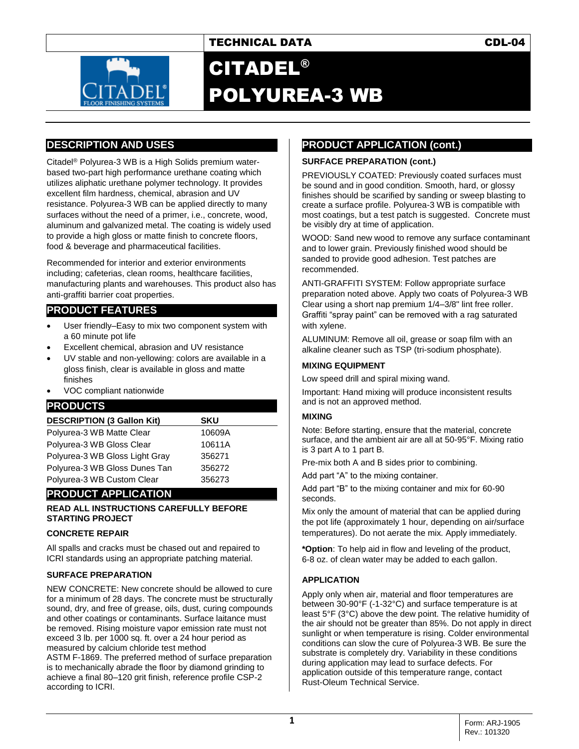TECHNICAL DATA CDL-04

# CITADEL® POLYUREA-3 WB

## DESCRIPTION AND USES

Citadel® Polyurea-3 WB is a High Solids premium water-based two-part high performance urethane coating which utilizes aliphatic urethane polymer technology. It provides excellent film hardness, chemical, abrasion and UV resistance. Polyurea-3 WB can be applied directly to many surfaces without the need of a primer, i.e., concrete, wood, aluminum and galvanized metal. The coating is widely used to provide a high gloss or matte finish to concrete floors, food & beverage and pharmaceutical facilities.

Recommended for interior and exterior environments including; cafeterias, clean rooms, healthcare facilities, manufacturing plants and warehouses. This product also has anti-graffiti barrier coat properties.

## PRODUCT FEATURES

- User friendly–Easy to mix two component system with a 60 minute pot life
- Excellent chemical, abrasion and UV resistance
- UV stable and non-yellowing: colors are available in a gloss finish, clear is available in gloss and matte finishes
- VOC compliant nationwide

## PRODUCTS

| DESCRIPTION (3 Gallon Kit) | SKU |
|---|---|
| Polyurea-3 WB Matte Clear | 10609A |
| Polyurea-3 WB Gloss Clear | 10611A |
| Polyurea-3 WB Gloss Light Gray | 356271 |
| Polyurea-3 WB Gloss Dunes Tan | 356272 |
| Polyurea-3 WB Custom Clear | 356273 |

## PRODUCT APPLICATION

**READ ALL INSTRUCTIONS CAREFULLY BEFORE STARTING PROJECT**

### CONCRETE REPAIR

All spalls and cracks must be chased out and repaired to ICRI standards using an appropriate patching material.

### SURFACE PREPARATION

NEW CONCRETE: New concrete should be allowed to cure for a minimum of 28 days. The concrete must be structurally sound, dry, and free of grease, oils, dust, curing compounds and other coatings or contaminants. Surface laitance must be removed. Rising moisture vapor emission rate must not exceed 3 lb. per 1000 sq. ft. over a 24 hour period as measured by calcium chloride test method ASTM F-1869. The preferred method of surface preparation is to mechanically abrade the floor by diamond grinding to achieve a final 80–120 grit finish, reference profile CSP-2 according to ICRI.

## PRODUCT APPLICATION (cont.)

### SURFACE PREPARATION (cont.)

PREVIOUSLY COATED: Previously coated surfaces must be sound and in good condition. Smooth, hard, or glossy finishes should be scarified by sanding or sweep blasting to create a surface profile. Polyurea-3 WB is compatible with most coatings, but a test patch is suggested. Concrete must be visibly dry at time of application.

WOOD: Sand new wood to remove any surface contaminant and to lower grain. Previously finished wood should be sanded to provide good adhesion. Test patches are recommended.

ANTI-GRAFFITI SYSTEM: Follow appropriate surface preparation noted above. Apply two coats of Polyurea-3 WB Clear using a short nap premium 1/4–3/8" lint free roller. Graffiti "spray paint" can be removed with a rag saturated with xylene.

ALUMINUM: Remove all oil, grease or soap film with an alkaline cleaner such as TSP (tri-sodium phosphate).

### MIXING EQUIPMENT

Low speed drill and spiral mixing wand.

Important: Hand mixing will produce inconsistent results and is not an approved method.

### MIXING

Note: Before starting, ensure that the material, concrete surface, and the ambient air are all at 50-95°F. Mixing ratio is 3 part A to 1 part B.

Pre-mix both A and B sides prior to combining.

Add part "A" to the mixing container.

Add part "B" to the mixing container and mix for 60-90 seconds.

Mix only the amount of material that can be applied during the pot life (approximately 1 hour, depending on air/surface temperatures). Do not aerate the mix. Apply immediately.

***Option**: To help aid in flow and leveling of the product, 6-8 oz. of clean water may be added to each gallon.

### APPLICATION

Apply only when air, material and floor temperatures are between 30-90°F (-1-32°C) and surface temperature is at least 5°F (3°C) above the dew point. The relative humidity of the air should not be greater than 85%. Do not apply in direct sunlight or when temperature is rising. Colder environmental conditions can slow the cure of Polyurea-3 WB. Be sure the substrate is completely dry. Variability in these conditions during application may lead to surface defects. For application outside of this temperature range, contact Rust-Oleum Technical Service.

Form: ARJ-1905
Rev.: 101320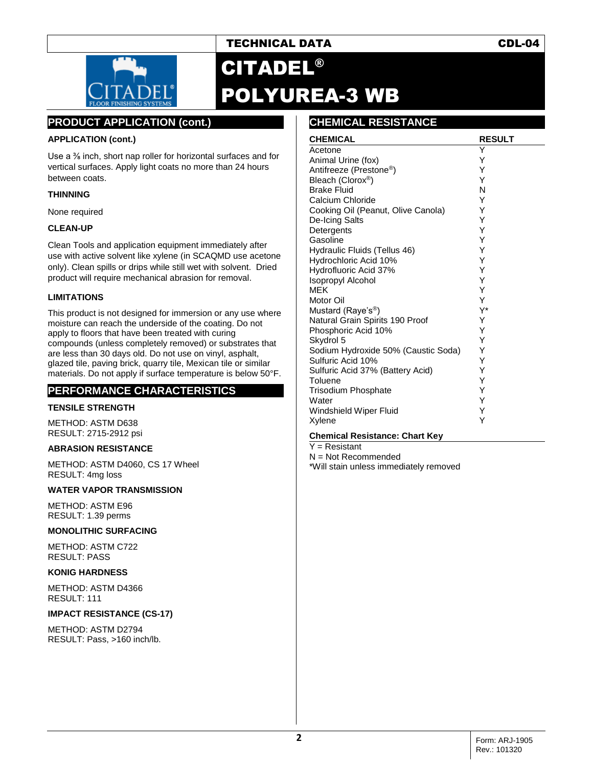# CITADEL® POLYUREA-3 WB

## PRODUCT APPLICATION (cont.)

### APPLICATION (cont.)

Use a ⅜ inch, short nap roller for horizontal surfaces and for vertical surfaces. Apply light coats no more than 24 hours between coats.

### THINNING

None required

### CLEAN-UP

Clean Tools and application equipment immediately after use with active solvent like xylene (in SCAQMD use acetone only). Clean spills or drips while still wet with solvent. Dried product will require mechanical abrasion for removal.

### LIMITATIONS

This product is not designed for immersion or any use where moisture can reach the underside of the coating. Do not apply to floors that have been treated with curing compounds (unless completely removed) or substrates that are less than 30 days old. Do not use on vinyl, asphalt, glazed tile, paving brick, quarry tile, Mexican tile or similar materials. Do not apply if surface temperature is below 50°F.

## PERFORMANCE CHARACTERISTICS

### TENSILE STRENGTH

METHOD: ASTM D638
RESULT: 2715-2912 psi

### ABRASION RESISTANCE

METHOD: ASTM D4060, CS 17 Wheel
RESULT: 4mg loss

### WATER VAPOR TRANSMISSION

METHOD: ASTM E96
RESULT: 1.39 perms

### MONOLITHIC SURFACING

METHOD: ASTM C722
RESULT: PASS

### KONIG HARDNESS

METHOD: ASTM D4366
RESULT: 111

### IMPACT RESISTANCE (CS-17)

METHOD: ASTM D2794
RESULT: Pass, >160 inch/lb.

## CHEMICAL RESISTANCE

| CHEMICAL | RESULT |
|---|---|
| Acetone | Y |
| Animal Urine (fox) | Y |
| Antifreeze (Prestone®) | Y |
| Bleach (Clorox®) | Y |
| Brake Fluid | N |
| Calcium Chloride | Y |
| Cooking Oil (Peanut, Olive Canola) | Y |
| De-Icing Salts | Y |
| Detergents | Y |
| Gasoline | Y |
| Hydraulic Fluids (Tellus 46) | Y |
| Hydrochloric Acid 10% | Y |
| Hydrofluoric Acid 37% | Y |
| Isopropyl Alcohol | Y |
| MEK | Y |
| Motor Oil | Y |
| Mustard (Raye's®) | Y* |
| Natural Grain Spirits 190 Proof | Y |
| Phosphoric Acid 10% | Y |
| Skydrol 5 | Y |
| Sodium Hydroxide 50% (Caustic Soda) | Y |
| Sulfuric Acid 10% | Y |
| Sulfuric Acid 37% (Battery Acid) | Y |
| Toluene | Y |
| Trisodium Phosphate | Y |
| Water | Y |
| Windshield Wiper Fluid | Y |
| Xylene | Y |

**Chemical Resistance: Chart Key**

Y = Resistant
N = Not Recommended
*Will stain unless immediately removed

Form: ARJ-1905
Rev.: 101320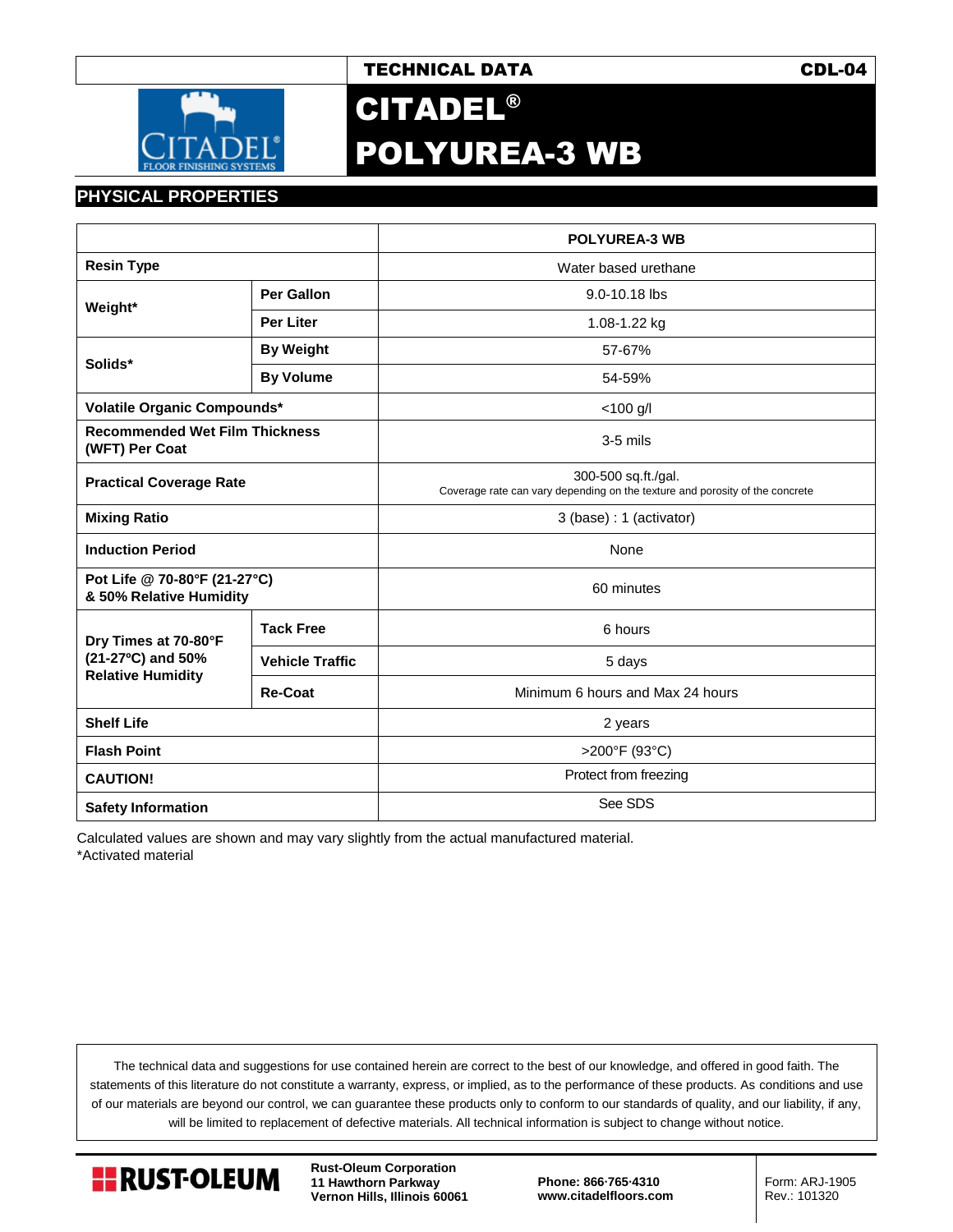TECHNICAL DATA CDL-04

# CITADEL® POLYUREA-3 WB

## PHYSICAL PROPERTIES

| | | POLYUREA-3 WB |
|---|---|---|
| **Resin Type** | | Water based urethane |
| **Weight*** | **Per Gallon** | 9.0-10.18 lbs |
| | **Per Liter** | 1.08-1.22 kg |
| **Solids*** | **By Weight** | 57-67% |
| | **By Volume** | 54-59% |
| **Volatile Organic Compounds*** | | <100 g/l |
| **Recommended Wet Film Thickness (WFT) Per Coat** | | 3-5 mils |
| **Practical Coverage Rate** | | 300-500 sq.ft./gal. Coverage rate can vary depending on the texture and porosity of the concrete |
| **Mixing Ratio** | | 3 (base) : 1 (activator) |
| **Induction Period** | | None |
| **Pot Life @ 70-80°F (21-27°C) & 50% Relative Humidity** | | 60 minutes |
| **Dry Times at 70-80°F (21-27ºC) and 50% Relative Humidity** | **Tack Free** | 6 hours |
| | **Vehicle Traffic** | 5 days |
| | **Re-Coat** | Minimum 6 hours and Max 24 hours |
| **Shelf Life** | | 2 years |
| **Flash Point** | | >200°F (93°C) |
| **CAUTION!** | | Protect from freezing |
| **Safety Information** | | See SDS |

Calculated values are shown and may vary slightly from the actual manufactured material.
*Activated material

The technical data and suggestions for use contained herein are correct to the best of our knowledge, and offered in good faith. The statements of this literature do not constitute a warranty, express, or implied, as to the performance of these products. As conditions and use of our materials are beyond our control, we can guarantee these products only to conform to our standards of quality, and our liability, if any, will be limited to replacement of defective materials. All technical information is subject to change without notice.

RUST-OLEUM

**Rust-Oleum Corporation**
**11 Hawthorn Parkway**
**Vernon Hills, Illinois 60061**

**Phone: 866·765·4310**
**www.citadelfloors.com**

Form: ARJ-1905
Rev.: 101320